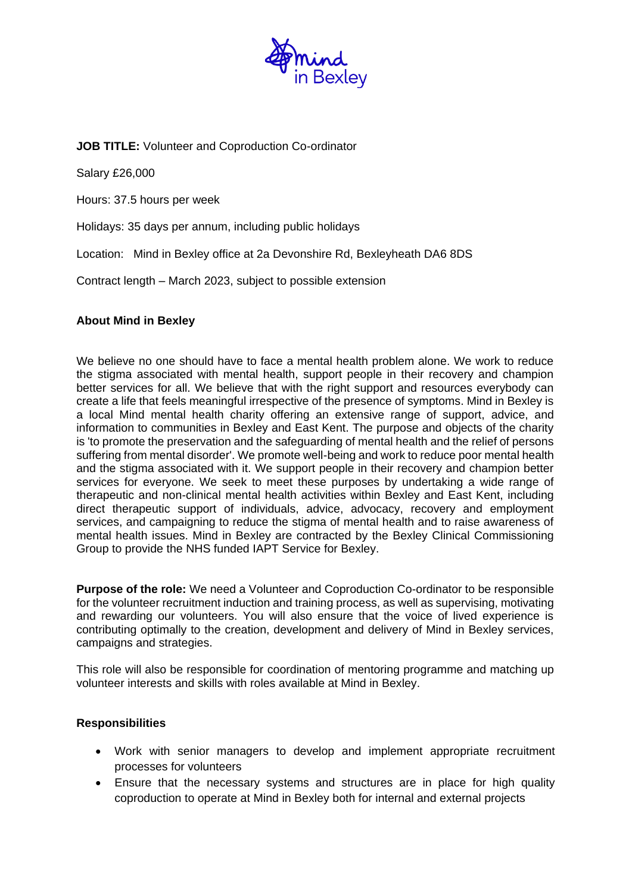**JOB TITLE:** Volunteer and Coproduction Co-ordinator

Salary £26,000

Hours: 37.5 hours per week

Holidays: 35 days per annum, including public holidays

Location: Mind in Bexley office at 2a Devonshire Rd, Bexleyheath DA6 8DS

Contract length – March 2023, subject to possible extension

**About Mind in Bexley**

We believe no one should have to face a mental health problem alone. We work to reduce the stigma associated with mental health, support people in their recovery and champion better services for all. We believe that with the right support and resources everybody can create a life that feels meaningful irrespective of the presence of symptoms. Mind in Bexley is a local Mind mental health charity offering an extensive range of support, advice, and information to communities in Bexley and East Kent. The purpose and objects of the charity is 'to promote the preservation and the safeguarding of mental health and the relief of persons suffering from mental disorder'. We promote well-being and work to reduce poor mental health and the stigma associated with it. We support people in their recovery and champion better services for everyone. We seek to meet these purposes by undertaking a wide range of therapeutic and non-clinical mental health activities within Bexley and East Kent, including direct therapeutic support of individuals, advice, advocacy, recovery and employment services, and campaigning to reduce the stigma of mental health and to raise awareness of mental health issues. Mind in Bexley are contracted by the Bexley Clinical Commissioning Group to provide the NHS funded IAPT Service for Bexley.

**Purpose of the role:** We need a Volunteer and Coproduction Co-ordinator to be responsible for the volunteer recruitment induction and training process, as well as supervising, motivating and rewarding our volunteers. You will also ensure that the voice of lived experience is contributing optimally to the creation, development and delivery of Mind in Bexley services, campaigns and strategies.

This role will also be responsible for coordination of mentoring programme and matching up volunteer interests and skills with roles available at Mind in Bexley.

**Responsibilities**

- Work with senior managers to develop and implement appropriate recruitment processes for volunteers
- Ensure that the necessary systems and structures are in place for high quality coproduction to operate at Mind in Bexley both for internal and external projects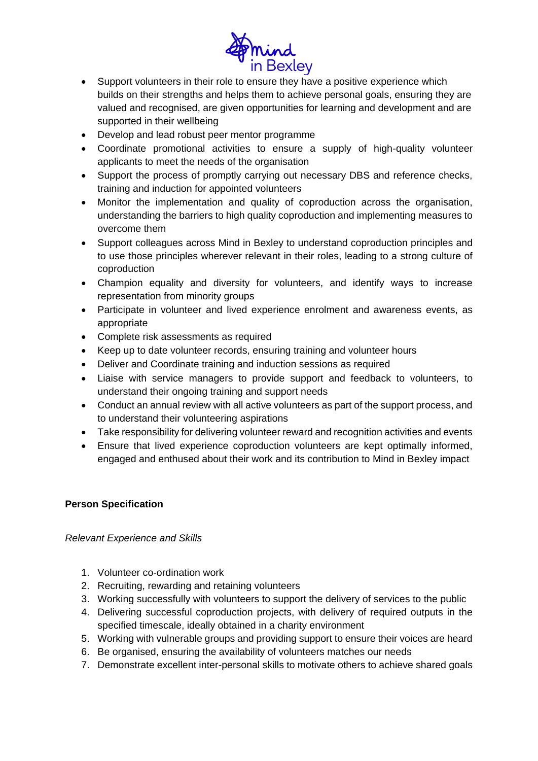- Support volunteers in their role to ensure they have a positive experience which builds on their strengths and helps them to achieve personal goals, ensuring they are valued and recognised, are given opportunities for learning and development and are supported in their wellbeing
- Develop and lead robust peer mentor programme
- Coordinate promotional activities to ensure a supply of high-quality volunteer applicants to meet the needs of the organisation
- Support the process of promptly carrying out necessary DBS and reference checks, training and induction for appointed volunteers
- Monitor the implementation and quality of coproduction across the organisation, understanding the barriers to high quality coproduction and implementing measures to overcome them
- Support colleagues across Mind in Bexley to understand coproduction principles and to use those principles wherever relevant in their roles, leading to a strong culture of coproduction
- Champion equality and diversity for volunteers, and identify ways to increase representation from minority groups
- Participate in volunteer and lived experience enrolment and awareness events, as appropriate
- Complete risk assessments as required
- Keep up to date volunteer records, ensuring training and volunteer hours
- Deliver and Coordinate training and induction sessions as required
- Liaise with service managers to provide support and feedback to volunteers, to understand their ongoing training and support needs
- Conduct an annual review with all active volunteers as part of the support process, and to understand their volunteering aspirations
- Take responsibility for delivering volunteer reward and recognition activities and events
- Ensure that lived experience coproduction volunteers are kept optimally informed, engaged and enthused about their work and its contribution to Mind in Bexley impact

**Person Specification**

*Relevant Experience and Skills*

1. Volunteer co-ordination work
2. Recruiting, rewarding and retaining volunteers
3. Working successfully with volunteers to support the delivery of services to the public
4. Delivering successful coproduction projects, with delivery of required outputs in the specified timescale, ideally obtained in a charity environment
5. Working with vulnerable groups and providing support to ensure their voices are heard
6. Be organised, ensuring the availability of volunteers matches our needs
7. Demonstrate excellent inter-personal skills to motivate others to achieve shared goals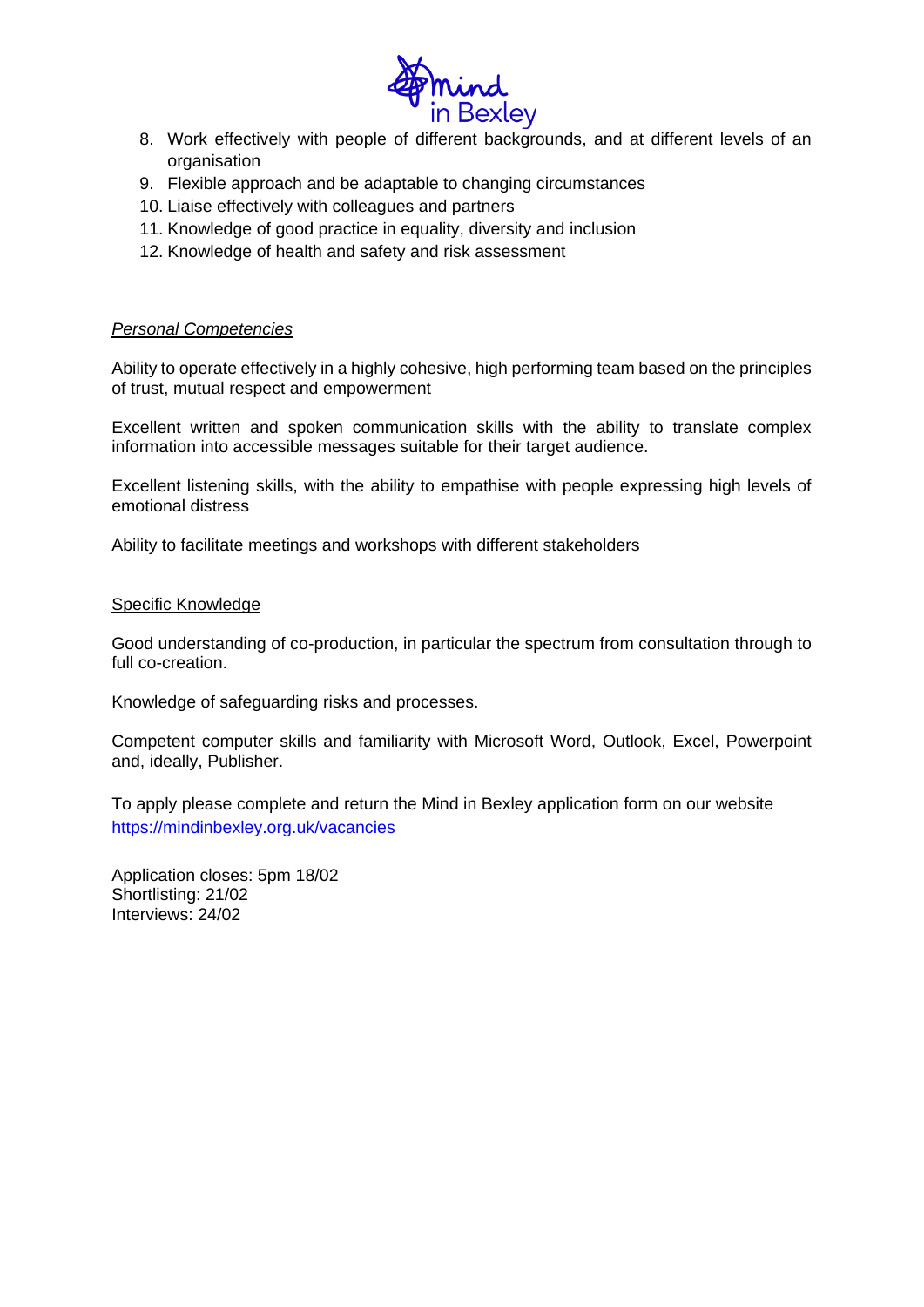8. Work effectively with people of different backgrounds, and at different levels of an organisation
9. Flexible approach and be adaptable to changing circumstances
10. Liaise effectively with colleagues and partners
11. Knowledge of good practice in equality, diversity and inclusion
12. Knowledge of health and safety and risk assessment

*Personal Competencies*

Ability to operate effectively in a highly cohesive, high performing team based on the principles of trust, mutual respect and empowerment

Excellent written and spoken communication skills with the ability to translate complex information into accessible messages suitable for their target audience.

Excellent listening skills, with the ability to empathise with people expressing high levels of emotional distress

Ability to facilitate meetings and workshops with different stakeholders

Specific Knowledge

Good understanding of co-production, in particular the spectrum from consultation through to full co-creation.

Knowledge of safeguarding risks and processes.

Competent computer skills and familiarity with Microsoft Word, Outlook, Excel, Powerpoint and, ideally, Publisher.

To apply please complete and return the Mind in Bexley application form on our website https://mindinbexley.org.uk/vacancies

Application closes: 5pm 18/02
Shortlisting: 21/02
Interviews: 24/02